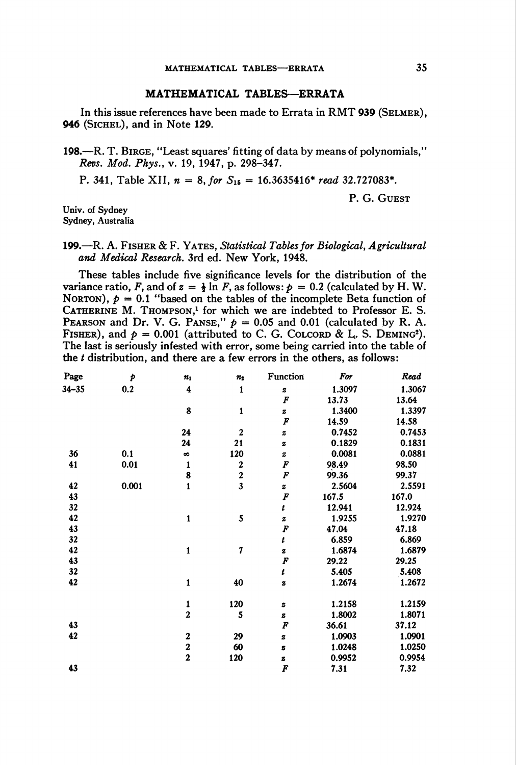## MATHEMATICAL TABLES—ERRATA

In this issue references have been made to Errata in RMT **939** (SELMER), **946** (SICHEL), and in Note **129**.

**198.**—R. T. BIRGE, "Least squares' fitting of data by means of polynomials," *Revs. Mod. Phys.*, v. 19, 1947, p. 298–347.

P. 341, Table XII, $n = 8$, *for* $S_{15} = 16.3635416^*$ *read* $32.727083^*$.

P. G. GUEST

Univ. of Sydney
Sydney, Australia

**199.**—R. A. FISHER & F. YATES, *Statistical Tables for Biological, Agricultural and Medical Research.* 3rd ed. New York, 1948.

These tables include five significance levels for the distribution of the variance ratio, $F$, and of $z = \frac{1}{2} \ln F$, as follows: $p = 0.2$ (calculated by H. W. NORTON), $p = 0.1$ "based on the tables of the incomplete Beta function of CATHERINE M. THOMPSON,[1] for which we are indebted to Professor E. S. PEARSON and Dr. V. G. PANSE," $p = 0.05$ and $0.01$ (calculated by R. A. FISHER), and $p = 0.001$ (attributed to C. G. COLCORD & L. S. DEMING[2]). The last is seriously infested with error, some being carried into the table of the $t$ distribution, and there are a few errors in the others, as follows:

| Page | $p$ | $n_1$ | $n_2$ | Function | *For* | *Read* |
|---|---|---|---|---|---|---|
| 34–35 | 0.2 | 4 | 1 | $z$ | 1.3097 | 1.3067 |
| | | | | $F$ | 13.73 | 13.64 |
| | | 8 | 1 | $z$ | 1.3400 | 1.3397 |
| | | | | $F$ | 14.59 | 14.58 |
| | | 24 | 2 | $z$ | 0.7452 | 0.7453 |
| | | 24 | 21 | $z$ | 0.1829 | 0.1831 |
| 36 | 0.1 | $\infty$ | 120 | $z$ | 0.0081 | 0.0881 |
| 41 | 0.01 | 1 | 2 | $F$ | 98.49 | 98.50 |
| | | 8 | 2 | $F$ | 99.36 | 99.37 |
| 42 | 0.001 | 1 | 3 | $z$ | 2.5604 | 2.5591 |
| 43 | | | | $F$ | 167.5 | 167.0 |
| 32 | | | | $t$ | 12.941 | 12.924 |
| 42 | | 1 | 5 | $z$ | 1.9255 | 1.9270 |
| 43 | | | | $F$ | 47.04 | 47.18 |
| 32 | | | | $t$ | 6.859 | 6.869 |
| 42 | | 1 | 7 | $z$ | 1.6874 | 1.6879 |
| 43 | | | | $F$ | 29.22 | 29.25 |
| 32 | | | | $t$ | 5.405 | 5.408 |
| 42 | | 1 | 40 | $z$ | 1.2674 | 1.2672 |
| | | 1 | 120 | $z$ | 1.2158 | 1.2159 |
| | | 2 | 5 | $z$ | 1.8002 | 1.8071 |
| 43 | | | | $F$ | 36.61 | 37.12 |
| 42 | | 2 | 29 | $z$ | 1.0903 | 1.0901 |
| | | 2 | 60 | $z$ | 1.0248 | 1.0250 |
| | | 2 | 120 | $z$ | 0.9952 | 0.9954 |
| 43 | | | | $F$ | 7.31 | 7.32 |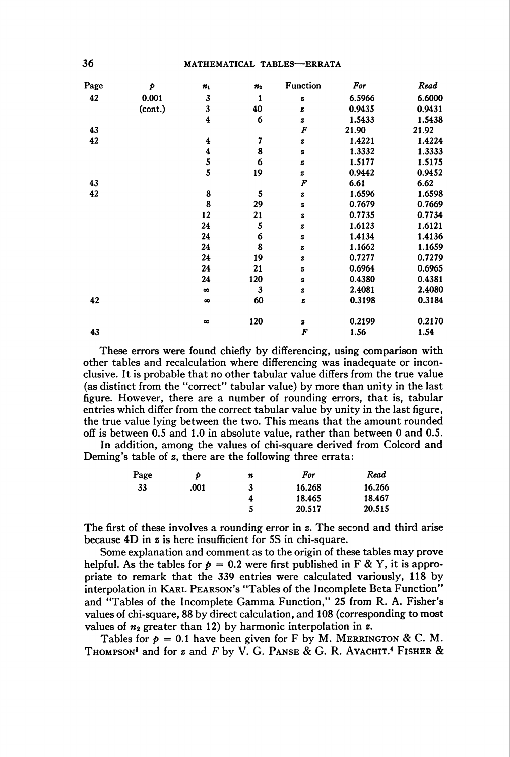| Page | $p$ | $n_1$ | $n_2$ | Function | *For* | *Read* |
|---|---|---|---|---|---|---|
| 42 | 0.001 | 3 | 1 | $z$ | 6.5966 | 6.6000 |
| | (cont.) | 3 | 40 | $z$ | 0.9435 | 0.9431 |
| | | 4 | 6 | $z$ | 1.5433 | 1.5438 |
| 43 | | | | $F$ | 21.90 | 21.92 |
| 42 | | 4 | 7 | $z$ | 1.4221 | 1.4224 |
| | | 4 | 8 | $z$ | 1.3332 | 1.3333 |
| | | 5 | 6 | $z$ | 1.5177 | 1.5175 |
| | | 5 | 19 | $z$ | 0.9442 | 0.9452 |
| 43 | | | | $F$ | 6.61 | 6.62 |
| 42 | | 8 | 5 | $z$ | 1.6596 | 1.6598 |
| | | 8 | 29 | $z$ | 0.7679 | 0.7669 |
| | | 12 | 21 | $z$ | 0.7735 | 0.7734 |
| | | 24 | 5 | $z$ | 1.6123 | 1.6121 |
| | | 24 | 6 | $z$ | 1.4134 | 1.4136 |
| | | 24 | 8 | $z$ | 1.1662 | 1.1659 |
| | | 24 | 19 | $z$ | 0.7277 | 0.7279 |
| | | 24 | 21 | $z$ | 0.6964 | 0.6965 |
| | | 24 | 120 | $z$ | 0.4380 | 0.4381 |
| | | $\infty$ | 3 | $z$ | 2.4081 | 2.4080 |
| 42 | | $\infty$ | 60 | $z$ | 0.3198 | 0.3184 |
| | | $\infty$ | 120 | $z$ | 0.2199 | 0.2170 |
| 43 | | | | $F$ | 1.56 | 1.54 |

These errors were found chiefly by differencing, using comparison with other tables and recalculation where differencing was inadequate or inconclusive. It is probable that no other tabular value differs from the true value (as distinct from the "correct" tabular value) by more than unity in the last figure. However, there are a number of rounding errors, that is, tabular entries which differ from the correct tabular value by unity in the last figure, the true value lying between the two. This means that the amount rounded off is between 0.5 and 1.0 in absolute value, rather than between 0 and 0.5.

In addition, among the values of chi-square derived from Colcord and Deming's table of $z$, there are the following three errata:

| Page | $p$ | $n$ | *For* | *Read* |
|---|---|---|---|---|
| 33 | .001 | 3 | 16.268 | 16.266 |
| | | 4 | 18.465 | 18.467 |
| | | 5 | 20.517 | 20.515 |

The first of these involves a rounding error in $z$. The second and third arise because 4D in $z$ is here insufficient for 5S in chi-square.

Some explanation and comment as to the origin of these tables may prove helpful. As the tables for $p = 0.2$ were first published in F & Y, it is appropriate to remark that the 339 entries were calculated variously, 118 by interpolation in KARL PEARSON's "Tables of the Incomplete Beta Function" and "Tables of the Incomplete Gamma Function," 25 from R. A. Fisher's values of chi-square, 88 by direct calculation, and 108 (corresponding to most values of $n_2$ greater than 12) by harmonic interpolation in $z$.

Tables for $p = 0.1$ have been given for F by M. MERRINGTON & C. M. THOMPSON[3] and for $z$ and $F$ by V. G. PANSE & G. R. AYACHIT.[4] FISHER &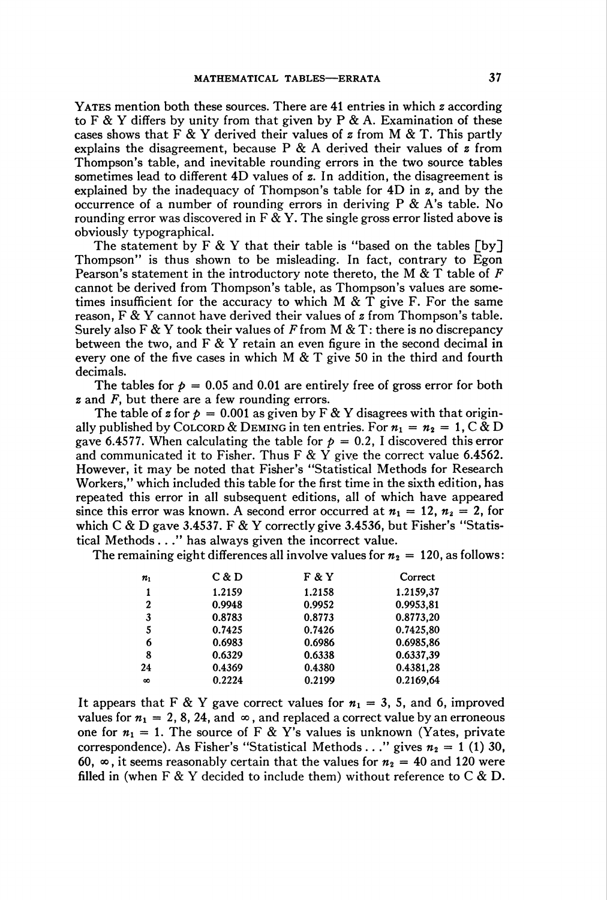YATES mention both these sources. There are 41 entries in which $z$ according to F & Y differs by unity from that given by P & A. Examination of these cases shows that F & Y derived their values of $z$ from M & T. This partly explains the disagreement, because P & A derived their values of $z$ from Thompson's table, and inevitable rounding errors in the two source tables sometimes lead to different 4D values of $z$. In addition, the disagreement is explained by the inadequacy of Thompson's table for 4D in $z$, and by the occurrence of a number of rounding errors in deriving P & A's table. No rounding error was discovered in F & Y. The single gross error listed above is obviously typographical.

The statement by F & Y that their table is "based on the tables [by] Thompson" is thus shown to be misleading. In fact, contrary to Egon Pearson's statement in the introductory note thereto, the M & T table of $F$ cannot be derived from Thompson's table, as Thompson's values are sometimes insufficient for the accuracy to which M & T give F. For the same reason, F & Y cannot have derived their values of $z$ from Thompson's table. Surely also F & Y took their values of $F$ from M & T: there is no discrepancy between the two, and F & Y retain an even figure in the second decimal in every one of the five cases in which M & T give 50 in the third and fourth decimals.

The tables for $p = 0.05$ and 0.01 are entirely free of gross error for both $z$ and $F$, but there are a few rounding errors.

The table of $z$ for $p = 0.001$ as given by F & Y disagrees with that originally published by COLCORD & DEMING in ten entries. For $n_1 = n_2 = 1$, C & D gave 6.4577. When calculating the table for $p = 0.2$, I discovered this error and communicated it to Fisher. Thus F & Y give the correct value 6.4562. However, it may be noted that Fisher's "Statistical Methods for Research Workers," which included this table for the first time in the sixth edition, has repeated this error in all subsequent editions, all of which have appeared since this error was known. A second error occurred at $n_1 = 12$, $n_2 = 2$, for which C & D gave 3.4537. F & Y correctly give 3.4536, but Fisher's "Statistical Methods . . ." has always given the incorrect value.

The remaining eight differences all involve values for $n_2 = 120$, as follows:

| $n_1$ | C & D | F & Y | Correct |
|---|---|---|---|
| 1 | 1.2159 | 1.2158 | 1.2159,37 |
| 2 | 0.9948 | 0.9952 | 0.9953,81 |
| 3 | 0.8783 | 0.8773 | 0.8773,20 |
| 5 | 0.7425 | 0.7426 | 0.7425,80 |
| 6 | 0.6983 | 0.6986 | 0.6985,86 |
| 8 | 0.6329 | 0.6338 | 0.6337,39 |
| 24 | 0.4369 | 0.4380 | 0.4381,28 |
| $\infty$ | 0.2224 | 0.2199 | 0.2169,64 |

It appears that F & Y gave correct values for $n_1 = 3$, 5, and 6, improved values for $n_1 = 2$, 8, 24, and $\infty$, and replaced a correct value by an erroneous one for $n_1 = 1$. The source of F & Y's values is unknown (Yates, private correspondence). As Fisher's "Statistical Methods . . ." gives $n_2 = 1\ (1)\ 30$, 60, $\infty$, it seems reasonably certain that the values for $n_2 = 40$ and 120 were filled in (when F & Y decided to include them) without reference to C & D.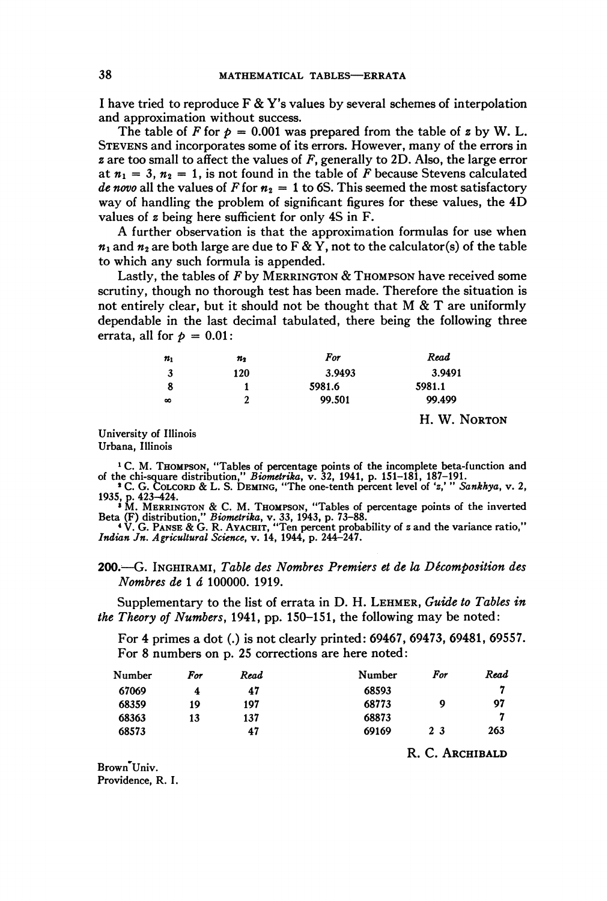I have tried to reproduce F & Y's values by several schemes of interpolation and approximation without success.

The table of $F$ for $p = 0.001$ was prepared from the table of $z$ by W. L. Stevens and incorporates some of its errors. However, many of the errors in $z$ are too small to affect the values of $F$, generally to 2D. Also, the large error at $n_1 = 3$, $n_2 = 1$, is not found in the table of $F$ because Stevens calculated *de novo* all the values of $F$ for $n_2 = 1$ to 6S. This seemed the most satisfactory way of handling the problem of significant figures for these values, the 4D values of $z$ being here sufficient for only 4S in F.

A further observation is that the approximation formulas for use when $n_1$ and $n_2$ are both large are due to F & Y, not to the calculator(s) of the table to which any such formula is appended.

Lastly, the tables of $F$ by Merrington & Thompson have received some scrutiny, though no thorough test has been made. Therefore the situation is not entirely clear, but it should not be thought that M & T are uniformly dependable in the last decimal tabulated, there being the following three errata, all for $p = 0.01$:

| $n_1$ | $n_2$ | *For* | *Read* |
|---|---|---|---|
| 3 | 120 | 3.9493 | 3.9491 |
| 8 | 1 | 5981.6 | 5981.1 |
| $\infty$ | 2 | 99.501 | 99.499 |

H. W. Norton

University of Illinois
Urbana, Illinois

[1] C. M. Thompson, "Tables of percentage points of the incomplete beta-function and of the chi-square distribution," *Biometrika*, v. 32, 1941, p. 151–181, 187–191.
[2] C. G. Colcord & L. S. Deming, "The one-tenth percent level of '$z$,'" *Sankhya*, v. 2, 1935, p. 423–424.
[3] M. Merrington & C. M. Thompson, "Tables of percentage points of the inverted Beta (F) distribution," *Biometrika*, v. 33, 1943, p. 73–88.
[4] V. G. Panse & G. R. Ayachit, "Ten percent probability of $z$ and the variance ratio," *Indian Jn. Agricultural Science*, v. 14, 1944, p. 244–247.

**200.**—G. Inghirami, *Table des Nombres Premiers et de la Décomposition des Nombres de* 1 *á* 100000. 1919.

Supplementary to the list of errata in D. H. Lehmer, *Guide to Tables in the Theory of Numbers*, 1941, pp. 150–151, the following may be noted:

For 4 primes a dot (.) is not clearly printed: 69467, 69473, 69481, 69557.
For 8 numbers on p. 25 corrections are here noted:

| Number | *For* | *Read* | Number | *For* | *Read* |
|---|---|---|---|---|---|
| 67069 | 4 | 47 | 68593 | | 7 |
| 68359 | 19 | 197 | 68773 | 9 | 97 |
| 68363 | 13 | 137 | 68873 | | 7 |
| 68573 | | 47 | 69169 | 2 3 | 263 |

R. C. Archibald

Brown Univ.
Providence, R. I.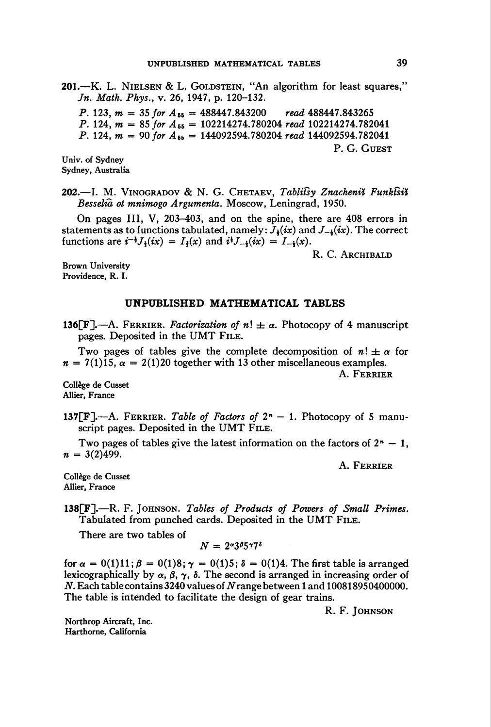**201.**—K. L. Nielsen & L. Goldstein, "An algorithm for least squares," *Jn. Math. Phys.*, v. 26, 1947, p. 120–132.

P. 123, $m = 35$ *for* $A_{55} = 488447.843200$ *read* 488447.843265
P. 124, $m = 85$ *for* $A_{55} = 102214274.780204$ *read* 102214274.782041
P. 124, $m = 90$ *for* $A_{55} = 144092594.780204$ *read* 144092594.782041

P. G. Guest

Univ. of Sydney
Sydney, Australia

**202.**—I. M. Vinogradov & N. G. Chetaev, *Tablîŝy Znachenîĭ Funkîŝiĭ Besselîâ ot mnimogo Argumenta.* Moscow, Leningrad, 1950.

On pages III, V, 203–403, and on the spine, there are 408 errors in statements as to functions tabulated, namely: $J_{\frac{1}{3}}(ix)$ and $J_{-\frac{1}{3}}(ix)$. The correct functions are $i^{-\frac{1}{3}}J_{\frac{1}{3}}(ix) = I_{\frac{1}{3}}(x)$ and $i^{\frac{1}{3}}J_{-\frac{1}{3}}(ix) = I_{-\frac{1}{3}}(x)$.

R. C. Archibald

Brown University
Providence, R. I.

## UNPUBLISHED MATHEMATICAL TABLES

**136[F].**—A. Ferrier. *Factorization of $n! \pm \alpha$.* Photocopy of 4 manuscript pages. Deposited in the UMT File.

Two pages of tables give the complete decomposition of $n! \pm \alpha$ for $n = 7(1)15$, $\alpha = 2(1)20$ together with 13 other miscellaneous examples.

A. Ferrier

Collège de Cusset
Allier, France

**137[F].**—A. Ferrier. *Table of Factors of $2^n - 1$.* Photocopy of 5 manuscript pages. Deposited in the UMT File.

Two pages of tables give the latest information on the factors of $2^n - 1$, $n = 3(2)499$.

A. Ferrier

Collège de Cusset
Allier, France

**138[F].**—R. F. Johnson. *Tables of Products of Powers of Small Primes.* Tabulated from punched cards. Deposited in the UMT File.

There are two tables of

$$N = 2^{\alpha}3^{\beta}5^{\gamma}7^{\delta}$$

for $\alpha = 0(1)11$; $\beta = 0(1)8$; $\gamma = 0(1)5$; $\delta = 0(1)4$. The first table is arranged lexicographically by $\alpha, \beta, \gamma, \delta$. The second is arranged in increasing order of $N$. Each table contains 3240 values of $N$ range between 1 and 100818950400000. The table is intended to facilitate the design of gear trains.

R. F. Johnson

Northrop Aircraft, Inc.
Harthorne, California